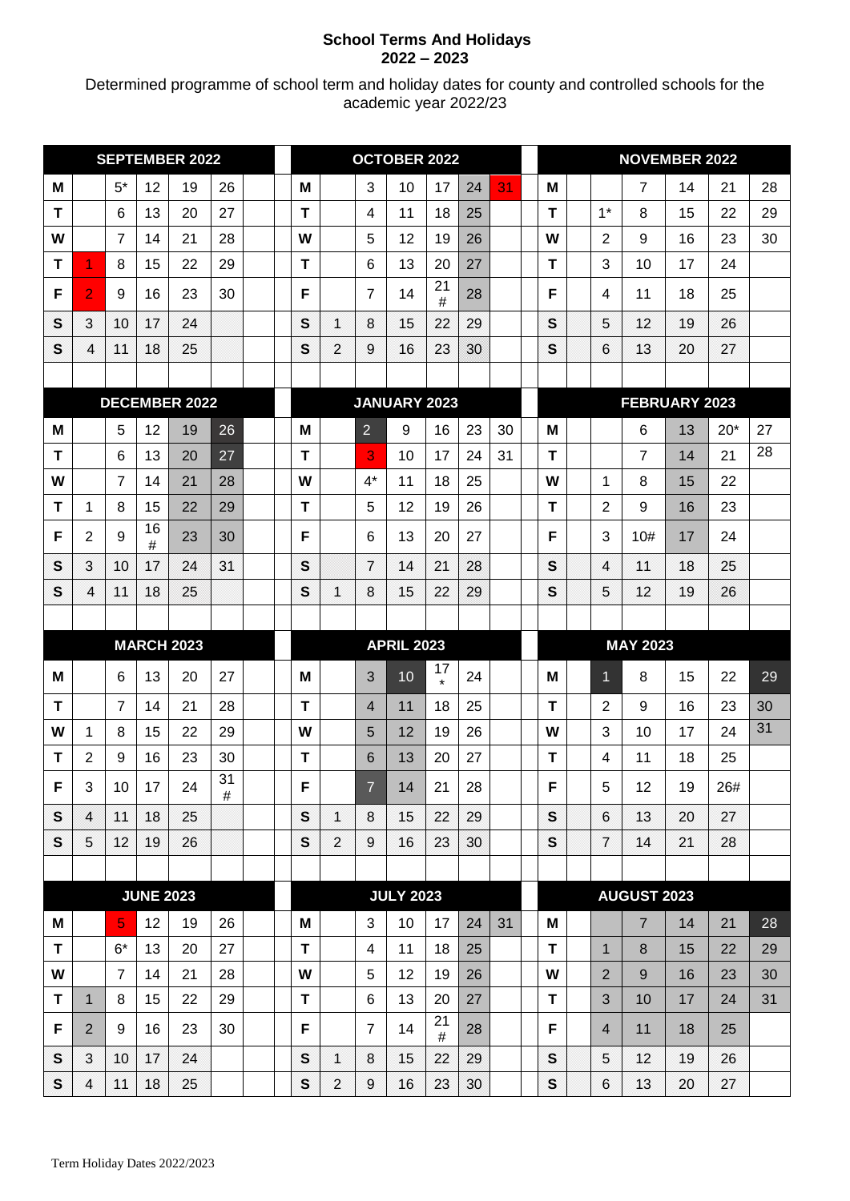# School Terms And Holidays
# 2022 – 2023

Determined programme of school term and holiday dates for county and controlled schools for the academic year 2022/23

### SEPTEMBER 2022

| | | | | | | |
|---|---|---|---|---|---|---|
| M | | 5* | 12 | 19 | 26 | |
| T | | 6 | 13 | 20 | 27 | |
| W | | 7 | 14 | 21 | 28 | |
| T | 1 | 8 | 15 | 22 | 29 | |
| F | 2 | 9 | 16 | 23 | 30 | |
| S | 3 | 10 | 17 | 24 | | |
| S | 4 | 11 | 18 | 25 | | |

### OCTOBER 2022

| | | | | | | |
|---|---|---|---|---|---|---|
| M | | 3 | 10 | 17 | 24 | 31 |
| T | | 4 | 11 | 18 | 25 | |
| W | | 5 | 12 | 19 | 26 | |
| T | | 6 | 13 | 20 | 27 | |
| F | | 7 | 14 | 21 # | 28 | |
| S | 1 | 8 | 15 | 22 | 29 | |
| S | 2 | 9 | 16 | 23 | 30 | |

### NOVEMBER 2022

| | | | | | | |
|---|---|---|---|---|---|---|
| M | | | 7 | 14 | 21 | 28 |
| T | | 1* | 8 | 15 | 22 | 29 |
| W | | 2 | 9 | 16 | 23 | 30 |
| T | | 3 | 10 | 17 | 24 | |
| F | | 4 | 11 | 18 | 25 | |
| S | | 5 | 12 | 19 | 26 | |
| S | | 6 | 13 | 20 | 27 | |

### DECEMBER 2022

| | | | | | | |
|---|---|---|---|---|---|---|
| M | | 5 | 12 | 19 | 26 | |
| T | | 6 | 13 | 20 | 27 | |
| W | | 7 | 14 | 21 | 28 | |
| T | 1 | 8 | 15 | 22 | 29 | |
| F | 2 | 9 | 16 # | 23 | 30 | |
| S | 3 | 10 | 17 | 24 | 31 | |
| S | 4 | 11 | 18 | 25 | | |

### JANUARY 2023

| | | | | | | |
|---|---|---|---|---|---|---|
| M | | 2 | 9 | 16 | 23 | 30 |
| T | | 3 | 10 | 17 | 24 | 31 |
| W | | 4* | 11 | 18 | 25 | |
| T | | 5 | 12 | 19 | 26 | |
| F | | 6 | 13 | 20 | 27 | |
| S | | 7 | 14 | 21 | 28 | |
| S | 1 | 8 | 15 | 22 | 29 | |

### FEBRUARY 2023

| | | | | | | |
|---|---|---|---|---|---|---|
| M | | | 6 | 13 | 20* | 27 |
| T | | | 7 | 14 | 21 | 28 |
| W | | 1 | 8 | 15 | 22 | |
| T | | 2 | 9 | 16 | 23 | |
| F | | 3 | 10# | 17 | 24 | |
| S | | 4 | 11 | 18 | 25 | |
| S | | 5 | 12 | 19 | 26 | |

### MARCH 2023

| | | | | | | |
|---|---|---|---|---|---|---|
| M | | 6 | 13 | 20 | 27 | |
| T | | 7 | 14 | 21 | 28 | |
| W | 1 | 8 | 15 | 22 | 29 | |
| T | 2 | 9 | 16 | 23 | 30 | |
| F | 3 | 10 | 17 | 24 | 31 # | |
| S | 4 | 11 | 18 | 25 | | |
| S | 5 | 12 | 19 | 26 | | |

### APRIL 2023

| | | | | | | |
|---|---|---|---|---|---|---|
| M | | 3 | 10 | 17 * | 24 | |
| T | | 4 | 11 | 18 | 25 | |
| W | | 5 | 12 | 19 | 26 | |
| T | | 6 | 13 | 20 | 27 | |
| F | | 7 | 14 | 21 | 28 | |
| S | 1 | 8 | 15 | 22 | 29 | |
| S | 2 | 9 | 16 | 23 | 30 | |

### MAY 2023

| | | | | | | |
|---|---|---|---|---|---|---|
| M | | 1 | 8 | 15 | 22 | 29 |
| T | | 2 | 9 | 16 | 23 | 30 |
| W | | 3 | 10 | 17 | 24 | 31 |
| T | | 4 | 11 | 18 | 25 | |
| F | | 5 | 12 | 19 | 26# | |
| S | | 6 | 13 | 20 | 27 | |
| S | | 7 | 14 | 21 | 28 | |

### JUNE 2023

| | | | | | | |
|---|---|---|---|---|---|---|
| M | | 5 | 12 | 19 | 26 | |
| T | | 6* | 13 | 20 | 27 | |
| W | | 7 | 14 | 21 | 28 | |
| T | 1 | 8 | 15 | 22 | 29 | |
| F | 2 | 9 | 16 | 23 | 30 | |
| S | 3 | 10 | 17 | 24 | | |
| S | 4 | 11 | 18 | 25 | | |

### JULY 2023

| | | | | | | |
|---|---|---|---|---|---|---|
| M | | 3 | 10 | 17 | 24 | 31 |
| T | | 4 | 11 | 18 | 25 | |
| W | | 5 | 12 | 19 | 26 | |
| T | | 6 | 13 | 20 | 27 | |
| F | | 7 | 14 | 21 # | 28 | |
| S | 1 | 8 | 15 | 22 | 29 | |
| S | 2 | 9 | 16 | 23 | 30 | |

### AUGUST 2023

| | | | | | | |
|---|---|---|---|---|---|---|
| M | | | 7 | 14 | 21 | 28 |
| T | | 1 | 8 | 15 | 22 | 29 |
| W | | 2 | 9 | 16 | 23 | 30 |
| T | | 3 | 10 | 17 | 24 | 31 |
| F | | 4 | 11 | 18 | 25 | |
| S | | 5 | 12 | 19 | 26 | |
| S | | 6 | 13 | 20 | 27 | |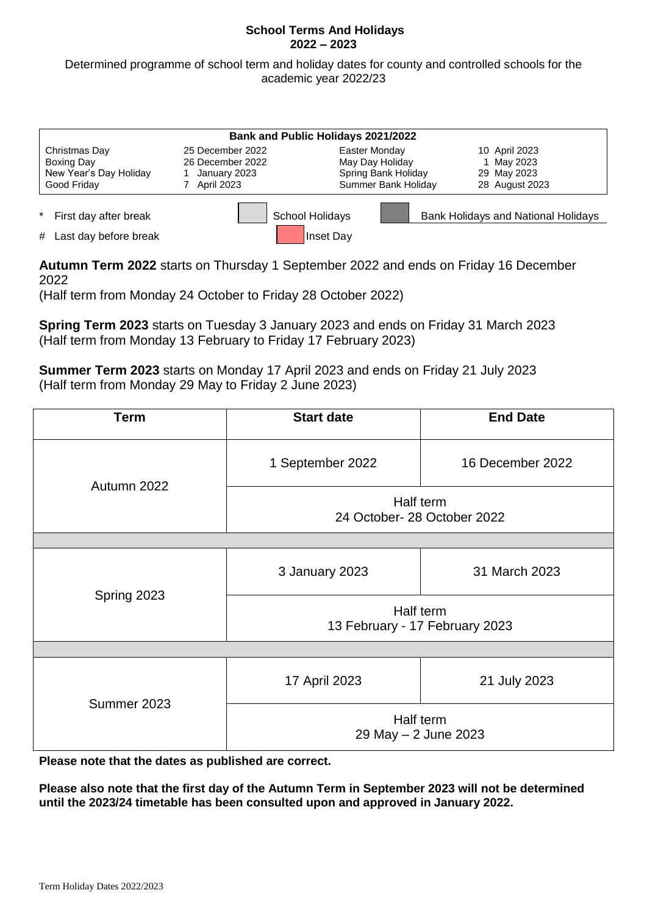**School Terms And Holidays**
**2022 – 2023**

Determined programme of school term and holiday dates for county and controlled schools for the academic year 2022/23

| **Bank and Public Holidays 2021/2022** | | | |
|---|---|---|---|
| Christmas Day | 25 December 2022 | Easter Monday | 10 April 2023 |
| Boxing Day | 26 December 2022 | May Day Holiday | 1 May 2023 |
| New Year's Day Holiday | 1 January 2023 | Spring Bank Holiday | 29 May 2023 |
| Good Friday | 7 April 2023 | Summer Bank Holiday | 28 August 2023 |

\* First day after break | School Holidays | Bank Holidays and National Holidays

\# Last day before break | Inset Day

**Autumn Term 2022** starts on Thursday 1 September 2022 and ends on Friday 16 December 2022
(Half term from Monday 24 October to Friday 28 October 2022)

**Spring Term 2023** starts on Tuesday 3 January 2023 and ends on Friday 31 March 2023
(Half term from Monday 13 February to Friday 17 February 2023)

**Summer Term 2023** starts on Monday 17 April 2023 and ends on Friday 21 July 2023
(Half term from Monday 29 May to Friday 2 June 2023)

| Term | Start date | End Date |
|---|---|---|
| Autumn 2022 | 1 September 2022 | 16 December 2022 |
| | Half term 24 October- 28 October 2022 | |
| | | |
| Spring 2023 | 3 January 2023 | 31 March 2023 |
| | Half term 13 February - 17 February 2023 | |
| | | |
| Summer 2023 | 17 April 2023 | 21 July 2023 |
| | Half term 29 May – 2 June 2023 | |

**Please note that the dates as published are correct.**

**Please also note that the first day of the Autumn Term in September 2023 will not be determined until the 2023/24 timetable has been consulted upon and approved in January 2022.**